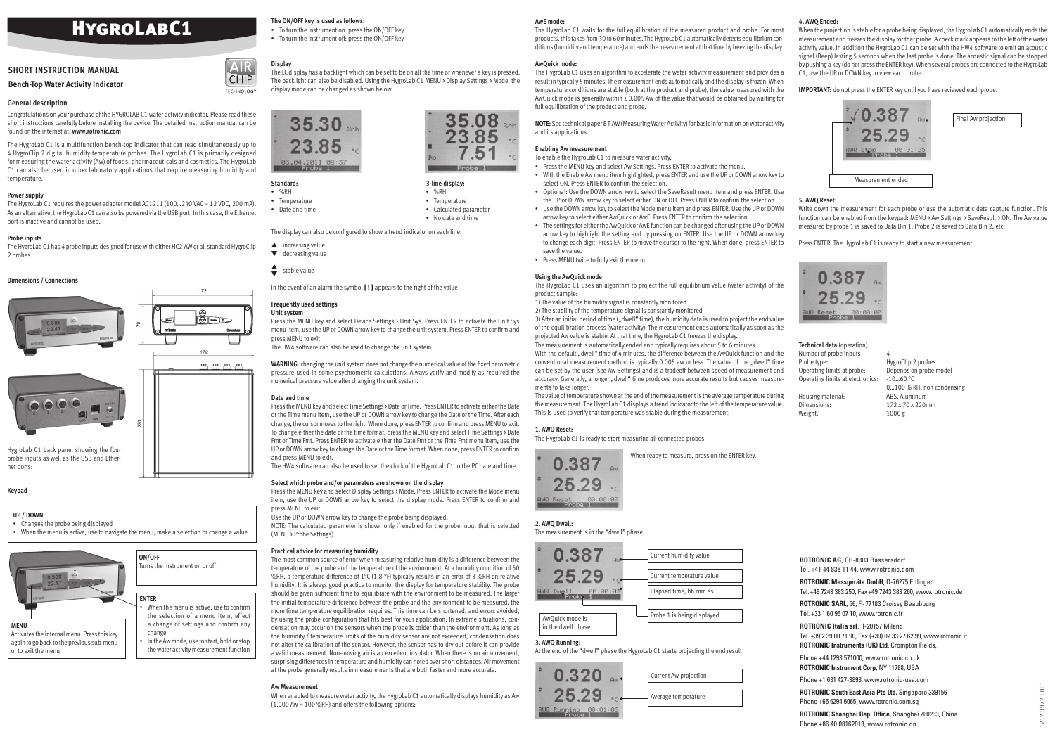# HygroLabC1

## SHORT INSTRUCTION MANUAL

**Bench-Top Water Activity Indicator**

AIR CHIP TECHNOLOGY

### General description

Congratulations on your purchase of the HYGROLAB C1 water activity indicator. Please read these short instructions carefully before installing the device. The detailed instruction manual can be found on the internet at: **www.rotronic.com**

The HygroLab C1 is a multifunction bench-top indicator that can read simultaneously up to 4 HygroClip 2 digital humidity-temperature probes. The HygroLab C1 is primarily designed for measuring the water activity (Aw) of foods, pharmaceuticals and cosmetics. The HygroLab C1 can also be used in other laboratory applications that require measuring humidity and temperature.

#### Power supply

The HygroLab C1 requires the power adapter model AC1211 (100...240 VAC – 12 VDC, 200 mA). As an alternative, the HygroLab C1 can also be powered via the USB port. In this case, the Ethernet port is inactive and cannot be used.

#### Probe inputs

The HygroLab C1 has 4 probe inputs designed for use with either HC2-AW or all standard HygroClip 2 probes.

#### Dimensions / Connections

172

70

172

220

HygroLab C1 back panel showing the four probe inputs as well as the USB and Ethernet ports:

#### Keypad

**UP / DOWN**

- Changes the probe being displayed
- When the menu is active, use to navigate the menu, make a selection or change a value

**ON/OFF**
Turns the instrument on or off

**ENTER**

- When the menu is active, use to confirm the selection of a menu item, effect a change of settings and confirm any change
- In the Aw mode, use to start, hold or stop the water activity measurement function

**MENU**
Activates the internal menu. Press this key again to go back to the previous sub-menu or to exit the menu

**The ON/OFF key is used as follows:**

- To turn the instrument on: press the ON/OFF key
- To turn the instrument off: press the ON/OFF key

#### Display

The LC display has a backlight which can be set to be on all the time or whenever a key is pressed. The backlight can also be disabled. Using the HygroLab C1 MENU > Display Settings > Mode, the display mode can be changed as shown below:

35.30 %rh
23.85 °C
03.04.2011 08:37
Probe 1

35.08 %rh
23.85 °C
Dp 7.51 °C
Probe 1

**Standard:**

- %RH
- Temperature
- Date and time

**3-line display:**

- %RH
- Temperature
- Calculated parameter
- No date and time

The display can also be configured to show a trend indicator on each line:

▲ increasing value
▼ decreasing value

▲▼ stable value

In the event of an alarm the symbol **[ ! ]** appears to the right of the value

#### Frequently used settings

**Unit system**

Press the MENU key and select Device Settings > Unit Sys. Press ENTER to activate the Unit Sys menu item, use the UP or DOWN arrow key to change the unit system. Press ENTER to confirm and press MENU to exit.

The HW4 software can also be used to change the unit system.

**WARNING**: changing the unit system does not change the numerical value of the fixed barometric pressure used in some psychrometric calculations. Always verify and modify as required the numerical pressure value after changing the unit system.

#### Date and time

Press the MENU key and select Time Settings > Date or Time. Press ENTER to activate either the Date or the Time menu item, use the UP or DOWN arrow key to change the Date or the Time. After each change, the cursor moves to the right. When done, press ENTER to confirm and press MENU to exit. To change either the date or the time format, press the MENU key and select Time Settings > Date Fmt or Time Fmt. Press ENTER to activate either the Date Fmt or the Time Fmt menu item, use the UP or DOWN arrow key to change the Date or the Time format. When done, press ENTER to confirm and press MENU to exit.

The HW4 software can also be used to set the clock of the HygroLab C1 to the PC date and time.

#### Select which probe and/or parameters are shown on the display

Press the MENU key and select Display Settings > Mode. Press ENTER to activate the Mode menu item, use the UP or DOWN arrow key to change the display mode. Press ENTER to confirm and press MENU to exit.

Use the UP or DOWN arrow key to change the probe being displayed.

NOTE: The calculated parameter is shown only if enabled for the probe input that is selected (MENU > Probe Settings).

#### Practical advice for measuring humidity

The most common source of error when measuring relative humidity is a difference between the temperature of the probe and the temperature of the environment. At a humidity condition of 50 %RH, a temperature difference of 1°C (1.8 °F) typically results in an error of 3 %RH on relative humidity. It is always good practice to monitor the display for temperature stability. The probe should be given sufficient time to equilibrate with the environment to be measured. The larger the initial temperature difference between the probe and the environment to be measured, the more time temperature equilibration requires. This time can be shortened, and errors avoided, by using the probe configuration that fits best for your application. In extreme situations, condensation may occur on the sensors when the probe is colder than the environment. As long as the humidity / temperature limits of the humidity sensor are not exceeded, condensation does not alter the calibration of the sensor. However, the sensor has to dry out before it can provide a valid measurement. Non-moving air is an excellent insulator. When there is no air movement, surprising differences in temperature and humidity can noted over short distances. Air movement at the probe generally results in measurements that are both faster and more accurate.

#### Aw Measurement

When enabled to measure water activity, the HygroLab C1 automatically displays humidity as Aw (1.000 Aw = 100 %RH) and offers the following options:

**AwE mode:**

The HygroLab C1 waits for the full equilibration of the measured product and probe. For most products, this takes from 30 to 60 minutes. The HygroLab C1 automatically detects equilibrium conditions (humidity and temperature) and ends the measurement at that time by freezing the display.

**AwQuick mode:**

The HygroLab C1 uses an algorithm to accelerate the water activity measurement and provides a result in typically 5 minutes. The measurement ends automatically and the display is frozen. When temperature conditions are stable (both at the product and probe), the value measured with the AwQuick mode is generally within ± 0.005 Aw of the value that would be obtained by waiting for full equilibration of the product and probe.

**NOTE:** See technical paper E-T-AW (Measuring Water Activity) for basic information on water activity and its applications.

#### Enabling Aw measurement

To enable the HygroLab C1 to measure water activity:

- Press the MENU key and select Aw Settings. Press ENTER to activate the menu.
- With the Enable Aw menu item highlighted, press ENTER and use the UP or DOWN arrow key to select ON. Press ENTER to confirm the selection.
- Optional: Use the DOWN arrow key to select the SaveResult menu item and press ENTER. Use the UP or DOWN arrow key to select either ON or OFF. Press ENTER to confirm the selection
- Use the DOWN arrow key to select the Mode menu item and press ENTER. Use the UP or DOWN arrow key to select either AwQuick or AwE. Press ENTER to confirm the selection.
- The settings for either the AwQuick or AwE function can be changed after using the UP or DOWN arrow key to highlight the setting and by pressing on ENTER. Use the UP or DOWN arrow key to change each digit. Press ENTER to move the cursor to the right. When done, press ENTER to save the value.
- Press MENU twice to fully exit the menu.

#### Using the AwQuick mode

The HygroLab C1 uses an algorithm to project the full equilibrium value (water activity) of the product sample:

1) The value of the humidity signal is constantly monitored
2) The stability of the temperature signal is constantly monitored
3) After an initial period of time („dwell" time), the humidity data is used to project the end value of the equilibration process (water activity). The measurement ends automatically as soon as the projected Aw value is stable. At that time, the HygroLab C1 freezes the display.

The measurement is automatically ended and typically requires about 5 to 6 minutes.

With the default „dwell" time of 4 minutes, the difference between the AwQuick function and the conventional measurement method is typically 0.005 aw or less. The value of the „dwell" time can be set by the user (see Aw Settings) and is a tradeoff between speed of measurement and accuracy. Generally, a longer „dwell" time produces more accurate results but causes measurements to take longer.

The value of temperature shown at the end of the measurement is the average temperature during the measurement. The HygroLab C1 displays a trend indicator to the left of the temperature value. This is used to verify that temperature was stable during the measurement.

**1. AWQ Reset:**

The HygroLab C1 is ready to start measuring all connected probes

0.387 Aw
25.29 °C
AWQ Reset 00:00:00
Probe 1

When ready to measure, press on the ENTER key.

**2. AWQ Dwell:**

The measurement is in the "dwell" phase.

0.387 Aw
25.29 °C
AWQ Dwell 00:00:03
Probe 1

Current humidity value
Current temperature value
Elapsed time, hh:mm:ss
Probe 1 is being displayed
AwQuick mode is in the dwell phase

**3. AWQ Running:**

At the end of the "dwell" phase the HygroLab C1 starts projecting the end result

0.320 Aw
25.29 °C
AWQ Running 00:01:05
Probe 1

Current Aw projection
Average temperature

**4. AWQ Ended:**

When the projection is stable for a probe being displayed, the HygroLab C1 automatically ends the measurement and freezes the display for that probe. A check mark appears to the left of the water activity value. In addition the HygroLab C1 can be set with the HW4 software to emit an acoustic signal (Beep) lasting 5 seconds when the last probe is done. The acoustic signal can be stopped by pushing a key (do not press the ENTER key). When several probes are connected to the HygroLab C1, use the UP or DOWN key to view each probe.

**IMPORTANT:** do not press the ENTER key until you have reviewed each probe.

√0.387 Aw
25.29 °C
AWQ Stop 00:01:25
Probe 1

Final Aw projection

Measurement ended

**5. AWQ Reset:**

Write down the measurement for each probe or use the automatic data capture function. This function can be enabled from the keypad: MENU > Aw Settings > SaveResult > ON. The Aw value measured by probe 1 is saved to Data Bin 1. Probe 2 is saved to Data Bin 2, etc.

Press ENTER. The HygroLab C1 is ready to start a new measurement

0.387 Aw
25.29 °C
AWQ Reset 00:00:00
Probe 1

#### Technical data (operation)

| | |
|---|---|
| Number of probe inputs | 4 |
| Probe type: | HygroClip 2 probes |
| Operating limits at probe: | Depenps on probe model |
| Operating limits at electronics: | -10...60 °C<br>0...100 % RH, non condensing |
| Housing material: | ABS, Aluminum |
| Dimensions: | 172 x 70 x 220mm |
| Weight: | 1000 g |

**ROTRONIC AG**, CH-8303 Bassersdorf
Tel. +41 44 838 11 44, www.rotronic.com

**ROTRONIC Messgeräte GmbH**, D-76275 Ettlingen
Tel. +49 7243 383 250, Fax +49 7243 383 260, www.rotronic.de

**ROTRONIC SARL**, 56, F - 77183 Croissy Beaubourg
Tél. +33 1 60 95 07 10, www.rotronic.fr

**ROTRONIC Italia srl**, I-20157 Milano
Tel. +39 2 39 00 71 90, Fax (+39) 02 33 27 62 99, www.rotronic.it

**ROTRONIC Instruments (UK) Ltd**, Crompton Fields,
Phone +44 1293 571000, www.rotronic.co.uk

**ROTRONIC Instrument Corp**, NY 11788, USA
Phone +1 631 427-3898, www.rotronic-usa.com

**ROTRONIC South East Asia Pte Ltd**, Singapore 339156
Phone +65 6294 6065, www.rotronic.com.sg

**ROTRONIC Shanghai Rep. Office**, Shanghai 200233, China
Phone +86 40 08162018, www.rotronic.cn

12.0972.0001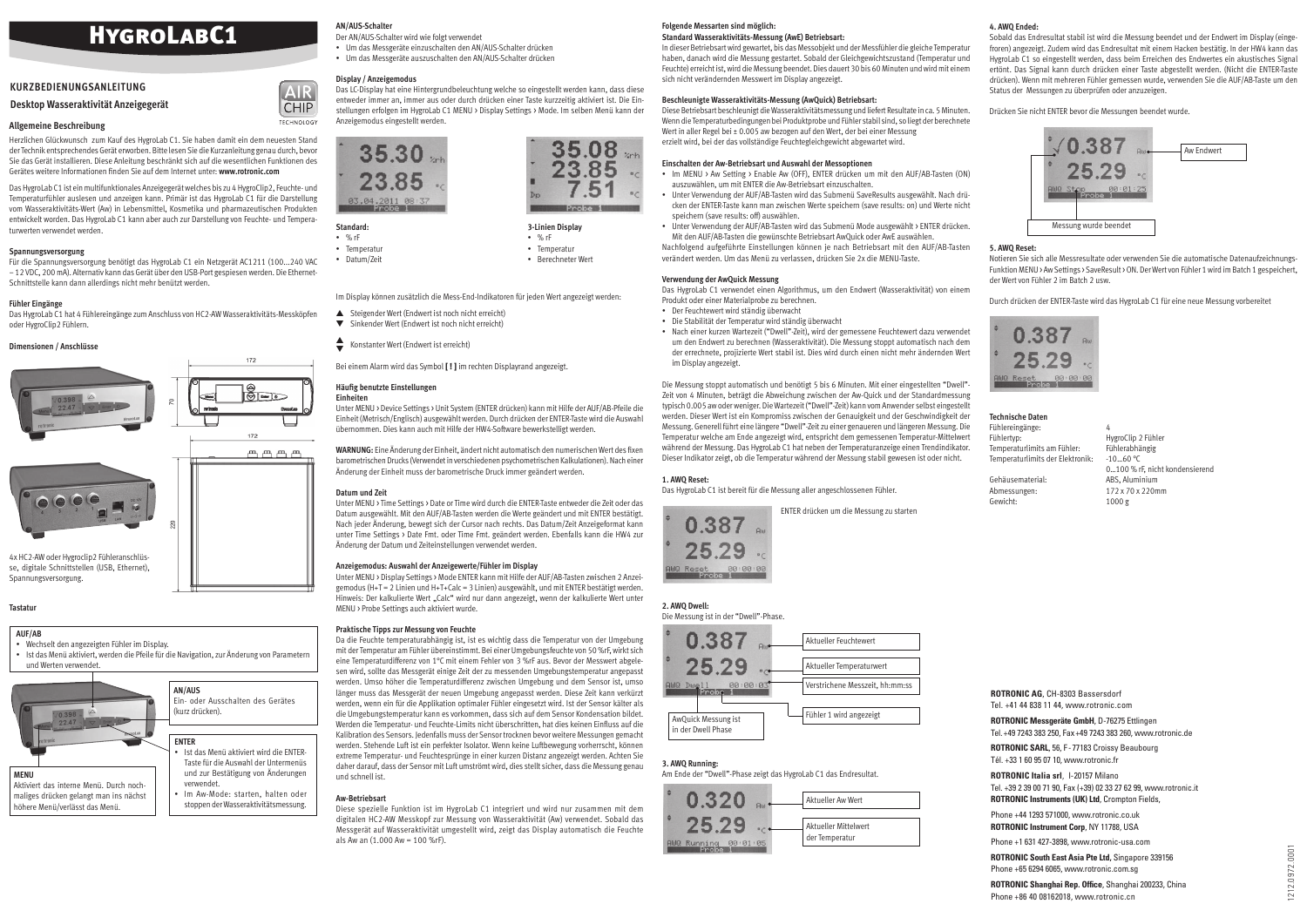# HygroLabC1

## KURZBEDIENUNGSANLEITUNG

### Desktop Wasseraktivität Anzeigegerät

AIR CHIP TECHNOLOGY

### Allgemeine Beschreibung

Herzlichen Glückwunsch zum Kauf des HygroLab C1. Sie haben damit ein dem neuesten Stand der Technik entsprechendes Gerät erworben. Bitte lesen Sie die Kurzanleitung genau durch, bevor Sie das Gerät installieren. Diese Anleitung beschränkt sich auf die wesentlichen Funktionen des Gerätes weitere Informationen finden Sie auf dem Internet unter: **www.rotronic.com**

Das HygroLab C1 ist ein multifunktionales Anzeigegerät welches bis zu 4 HygroClip2, Feuchte- und Temperaturfühler auslesen und anzeigen kann. Primär ist das HygroLab C1 für die Darstellung vom Wasseraktivitäts-Wert (Aw) in Lebensmittel, Kosmetika und pharmazeutischen Produkten entwickelt worden. Das HygroLab C1 kann aber auch zur Darstellung von Feuchte- und Temperaturwerten verwendet werden.

**Spannungsversorgung**

Für die Spannungsversorgung benötigt das HygroLab C1 ein Netzgerät AC1211 (100...240 VAC – 12 VDC, 200 mA). Alternativ kann das Gerät über den USB-Port gespiesen werden. Die Ethernet-Schnittstelle kann dann allerdings nicht mehr benützt werden.

**Fühler Eingänge**

Das HygroLab C1 hat 4 Fühlereingänge zum Anschluss von HC2-AW Wasseraktivitäts-Messköpfen oder HygroClip2 Fühlern.

**Dimensionen / Anschlüsse**

172

70

172

220

4x HC2-AW oder Hygroclip2 Fühleranschlüsse, digitale Schnittstellen (USB, Ethernet), Spannungsversorgung.

**Tastatur**

**AUF/AB**
- Wechselt den angezeigten Fühler im Display.
- Ist das Menü aktiviert, werden die Pfeile für die Navigation, zur Änderung von Parametern und Werten verwendet.

**AN/AUS**
Ein- oder Ausschalten des Gerätes (kurz drücken).

**ENTER**
- Ist das Menü aktiviert wird die ENTER-Taste für die Auswahl der Untermenüs und zur Bestätigung von Änderungen verwendet.
- Im Aw-Mode: starten, halten oder stoppen der Wasseraktivitätsmessung.

**MENU**
Aktiviert das interne Menü. Durch nochmaliges drücken gelangt man ins nächst höhere Menü/verlässt das Menü.

**AN/AUS-Schalter**

Der AN/AUS-Schalter wird wie folgt verwendet
- Um das Messgeräte einzuschalten den AN/AUS-Schalter drücken
- Um das Messgeräte auszuschalten den AN/AUS-Schalter drücken

**Display / Anzeigemodus**

Das LC-Display hat eine Hintergrundbeleuchtung welche so eingestellt werden kann, dass diese entweder immer an, immer aus oder durch drücken einer Taste kurzzeitig aktiviert ist. Die Einstellungen erfolgen im HygroLab C1 MENU › Display Settings › Mode. Im selben Menü kann der Anzeigemodus eingestellt werden.

**Standard:**
- % rF
- Temperatur
- Datum/Zeit

**3-Linien Display**
- % rF
- Temperatur
- Berechneter Wert

Im Display können zusätzlich die Mess-End-Indikatoren für jeden Wert angezeigt werden:

▲ Steigender Wert (Endwert ist noch nicht erreicht)
▼ Sinkender Wert (Endwert ist noch nicht erreicht)

▲▼ Konstanter Wert (Endwert ist erreicht)

Bei einem Alarm wird das Symbol **[ ! ]** im rechten Displayrand angezeigt.

**Häufig benutzte Einstellungen**

**Einheiten**

Unter MENU › Device Settings › Unit System (ENTER drücken) kann mit Hilfe der AUF/AB-Pfeile die Einheit (Metrisch/Englisch) ausgewählt werden. Durch drücken der ENTER-Taste wird die Auswahl übernommen. Dies kann auch mit Hilfe der HW4-Software bewerkstelligt werden.

**WARNUNG:** Eine Änderung der Einheit, ändert nicht automatisch den numerischen Wert des fixen barometrischen Drucks (Verwendet in verschiedenen psychometrischen Kalkulationen). Nach einer Änderung der Einheit muss der barometrische Druck immer geändert werden.

**Datum und Zeit**

Unter MENU › Time Settings › Date or Time wird durch die ENTER-Taste entweder die Zeit oder das Datum ausgewählt. Mit den AUF/AB-Tasten werden die Werte geändert und mit ENTER bestätigt. Nach jeder Änderung, bewegt sich der Cursor nach rechts. Das Datum/Zeit Anzeigeformat kann unter Time Settings › Date Fmt. oder Time Fmt. geändert werden. Ebenfalls kann die HW4 zur Änderung der Datum und Zeiteinstellungen verwendet werden.

**Anzeigemodus: Auswahl der Anzeigewerte/Fühler im Display**

Unter MENU › Display Settings › Mode ENTER kann mit Hilfe der AUF/AB-Tasten zwischen 2 Anzeigemodus (H+T = 2 Linien und H+T+Calc = 3 Linien) ausgewählt, und mit ENTER bestätigt werden. Hinweis: Der kalkulierte Wert „Calc" wird nur dann angezeigt, wenn der kalkulierte Wert unter MENU › Probe Settings auch aktiviert wurde.

**Praktische Tipps zur Messung von Feuchte**

Da die Feuchte temperaturabhängig ist, ist es wichtig dass die Temperatur von der Umgebung mit der Temperatur am Fühler übereinstimmt. Bei einer Umgebungsfeuchte von 50 %rF, wirkt sich eine Temperaturdifferenz von 1°C mit einem Fehler von 3 %rF aus. Bevor der Messwert abgelesen wird, sollte das Messgerät einige Zeit der zu messenden Umgebungstemperatur angepasst werden. Umso höher die Temperaturdifferenz zwischen Umgebung und dem Sensor ist, umso länger muss das Messgerät der neuen Umgebung angepasst werden. Diese Zeit kann verkürzt werden, wenn ein für die Applikation optimaler Fühler eingesetzt wird. Ist der Sensor kälter als die Umgebungstemperatur kann es vorkommen, dass sich auf dem Sensor Kondensation bildet. Werden die Temperatur- und Feuchte-Limits nicht überschritten, hat dies keinen Einfluss auf die Kalibration des Sensors. Jedenfalls muss der Sensor trocknen bevor weitere Messungen gemacht werden. Stehende Luft ist ein perfekter Isolator. Wenn keine Luftbewegung vorherrscht, können extreme Temperatur- und Feuchtesprünge in einer kurzen Distanz angezeigt werden. Achten Sie daher darauf, dass der Sensor mit Luft umströmt wird, dies stellt sicher, dass die Messung genau und schnell ist.

**Aw-Betriebsart**

Diese spezielle Funktion ist im HygroLab C1 integriert und wird nur zusammen mit dem digitalen HC2-AW Messkopf zur Messung von Wasseraktivität (Aw) verwendet. Sobald das Messgerät auf Wasseraktivität umgestellt wird, zeigt das Display automatisch die Feuchte als Aw an (1.000 Aw = 100 %rF).

**Folgende Messarten sind möglich:**

**Standard Wasseraktivitäts-Messung (AwE) Betriebsart:**

In dieser Betriebsart wird gewartet, bis das Messobjekt und der Messfühler die gleiche Temperatur haben, danach wird die Messung gestartet. Sobald der Gleichgewichtszustand (Temperatur und Feuchte) erreicht ist, wird die Messung beendet. Dies dauert 30 bis 60 Minuten und wird mit einem sich nicht verändernden Messwert im Display angezeigt.

**Beschleunigte Wasseraktivitäts-Messung (AwQuick) Betriebsart:**

Diese Betriebsart beschleunigt die Wasseraktivitätsmessung und liefert Resultate in ca. 5 Minuten. Wenn die Temperaturbedingungen bei Produktprobe und Fühler stabil sind, so liegt der berechnete Wert in aller Regel bei ± 0.005 aw bezogen auf den Wert, der bei einer Messung erzielt wird, bei der das vollständige Feuchtegleichgewicht abgewartet wird.

**Einschalten der Aw-Betriebsart und Auswahl der Messoptionen**

- Im MENU › Aw Setting › Enable Aw (OFF), ENTER drücken um mit den AUF/AB-Tasten (ON) auszuwählen, um mit ENTER die Aw-Betriebsart einzuschalten.
- Unter Verwendung der AUF/AB-Tasten wird das Submenü SaveResults ausgewählt. Nach drücken der ENTER-Taste kann man zwischen Werte speichern (save results: on) und Werte nicht speichern (save results: off) auswählen.
- Unter Verwendung der AUF/AB-Tasten wird das Submenü Mode ausgewählt › ENTER drücken. Mit den AUF/AB-Tasten die gewünschte Betriebsart AwQuick oder AwE auswählen.

Nachfolgend aufgeführte Einstellungen können je nach Betriebsart mit den AUF/AB-Tasten verändert werden. Um das Menü zu verlassen, drücken Sie 2x die MENU-Taste.

**Verwendung der AwQuick Messung**

Das HygroLab C1 verwendet einen Algorithmus, um den Endwert (Wasseraktivität) von einem Produkt oder einer Materialprobe zu berechnen.
- Der Feuchtewert wird ständig überwacht
- Die Stabilität der Temperatur wird ständig überwacht
- Nach einer kurzen Wartezeit ("Dwell"-Zeit), wird der gemessene Feuchtewert dazu verwendet um den Endwert zu berechnen (Wasseraktivität). Die Messung stoppt automatisch nach dem der errechnete, projizierte Wert stabil ist. Dies wird durch einen nicht mehr ändernden Wert im Display angezeigt.

Die Messung stoppt automatisch und benötigt 5 bis 6 Minuten. Mit einer eingestellten "Dwell"-Zeit von 4 Minuten, beträgt die Abweichung zwischen der Aw-Quick und der Standardmessung typisch 0.005 aw oder weniger. Die Wartezeit ("Dwell"-Zeit) kann vom Anwender selbst eingestellt werden. Dieser Wert ist ein Kompromiss zwischen der Genauigkeit und der Geschwindigkeit der Messung. Generell führt eine längere "Dwell"-Zeit zu einer genaueren und längeren Messung. Die Temperatur welche am Ende angezeigt wird, entspricht dem gemessenen Temperatur-Mittelwert während der Messung. Das HygroLab C1 hat neben der Temperaturanzeige einen Trendindikator. Dieser Indikator zeigt, ob die Temperatur während der Messung stabil gewesen ist oder nicht.

**1. AWQ Reset:**

Das HygroLab C1 ist bereit für die Messung aller angeschlossenen Fühler.

ENTER drücken um die Messung zu starten

**2. AWQ Dwell:**

Die Messung ist in der "Dwell"-Phase.

Aktueller Feuchtewert

Aktueller Temperaturwert

Verstrichene Messzeit, hh:mm:ss

Fühler 1 wird angezeigt

AwQuick Messung ist in der Dwell Phase

**3. AWQ Running:**

Am Ende der "Dwell"-Phase zeigt das HygroLab C1 das Endresultat.

Aktueller Aw Wert

Aktueller Mittelwert der Temperatur

**4. AWQ Ended:**

Sobald das Endresultat stabil ist wird die Messung beendet und der Endwert im Display (eingefroren) angezeigt. Zudem wird das Endresultat mit einem Hacken bestätig. In der HW4 kann das HygroLab C1 so eingestellt werden, dass beim Erreichen des Endwertes ein akustisches Signal ertönt. Das Signal kann durch drücken einer Taste abgestellt werden. (Nicht die ENTER-Taste drücken). Wenn mit mehreren Fühler gemessen wurde, verwenden Sie die AUF/AB-Taste um den Status der Messungen zu überprüfen oder anzuzeigen.

Drücken Sie nicht ENTER bevor die Messungen beendet wurde.

Aw Endwert

Messung wurde beendet

**5. AWQ Reset:**

Notieren Sie sich alle Messresultate oder verwenden Sie die automatische Datenaufzeichnungs-Funktion MENU › Aw Settings › SaveResult › ON. Der Wert von Fühler 1 wird im Batch 1 gespeichert, der Wert von Fühler 2 im Batch 2 usw.

Durch drücken der ENTER-Taste wird das HygroLab C1 für eine neue Messung vorbereitet

**Technische Daten**

| | |
|---|---|
| Fühlereingänge: | 4 |
| Fühlertyp: | HygroClip 2 Fühler |
| Temperaturlimits am Fühler: | Fühlerabhängig |
| Temperaturlimits der Elektronik: | -10...60 °C |
| | 0...100 % rF, nicht kondensierend |
| Gehäusematerial: | ABS, Aluminium |
| Abmessungen: | 172 x 70 x 220mm |
| Gewicht: | 1000 g |

**ROTRONIC AG**, CH-8303 Bassersdorf
Tel. +41 44 838 11 44, www.rotronic.com

**ROTRONIC Messgeräte GmbH**, D-76275 Ettlingen
Tel. +49 7243 383 250, Fax +49 7243 383 260, www.rotronic.de

**ROTRONIC SARL**, 56, F - 77183 Croissy Beaubourg
Tél. +33 1 60 95 07 10, www.rotronic.fr

**ROTRONIC Italia srl**, I-20157 Milano
Tel. +39 2 39 00 71 90, Fax (+39) 02 33 27 62 99, www.rotronic.it

**ROTRONIC Instruments (UK) Ltd**, Crompton Fields,
Phone +44 1293 571000, www.rotronic.co.uk

**ROTRONIC Instrument Corp**, NY 11788, USA
Phone +1 631 427-3898, www.rotronic-usa.com

**ROTRONIC South East Asia Pte Ltd**, Singapore 339156
Phone +65 6294 6065, www.rotronic.com.sg

**ROTRONIC Shanghai Rep. Office**, Shanghai 200233, China
Phone +86 40 08162018, www.rotronic.cn

12.12.0972.0001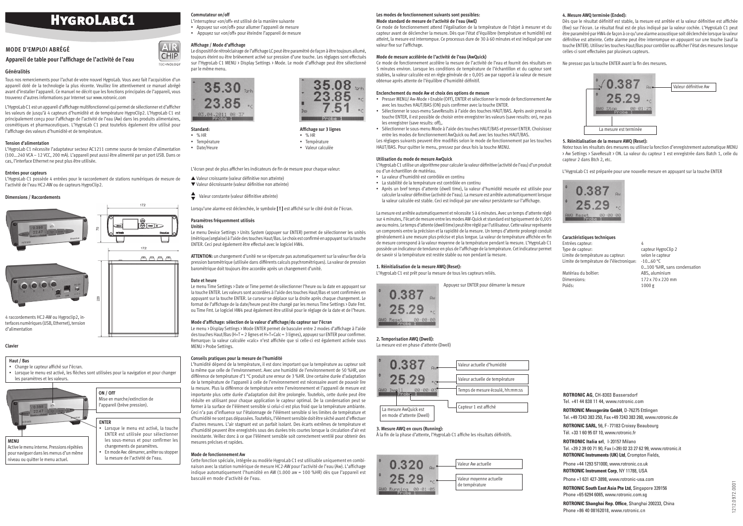# HygroLabC1

## MODE D'EMPLOI ABRÉGÉ

### Appareil de table pour l'affichage de l'activité de l'eau

AIR CHIP TECHNOLOGY

### Généralités

Tous nos remerciements pour l'achat de votre nouvel HygroLab. Vous avez fait l'acquisition d'un appareil doté de la technologie la plus récente. Veuillez lire attentivement ce manuel abrégé avant d'installer l'appareil. Ce manuel ne décrit que les fonctions principales de l'appareil, vous trouverez d'autres informations par Internet sur www.rotronic.com

L'HygroLab C1 est un appareil d'affichage multifonctionnel qui permet de sélectionner et d'afficher les valeurs de jusqu'à 4 capteurs d'humidité et de température HygroClip2. L'HygroLab C1 est principalement conçu pour l'affichage de l'activité de l'eau (Aw) dans les produits alimentaires, cosmétiques et pharmaceutiques. L'HygroLab C1 peut toutefois également être utilisé pour l'affichage des valeurs d'humidité et de température.

#### Tension d'alimentation

L'HygroLab C1 nécessite l'adaptateur secteur AC1211 comme source de tension d'alimentation (100...240 VCA – 12 VCC, 200 mA). L'appareil peut aussi être alimenté par un port USB. Dans ce cas, l'interface Ethernet ne peut plus être utilisée.

#### Entrées pour capteurs

L'HygroLab C1 possède 4 entrées pour le raccordement de stations numériques de mesure de l'activité de l'eau HC2-AW ou de capteurs HygroClip2.

#### Dimensions / Raccordements

172

70

172

220

4 raccordements HC2-AW ou Hygroclip2, interfaces numériques (USB, Ethernet), tension d'alimentation

#### Clavier

**Haut / Bas**
- Change le capteur affiché sur l'écran.
- Lorsque le menu est activé, les flèches sont utilisées pour la navigation et pour changer les paramètres et les valeurs.

**ON / OFF**
Mise en marche/extinction de l'appareil (brève pression).

**ENTER**
- Lorsque le menu est activé, la touche ENTER est utilisée pour sélectionner les sous-menus et pour confirmer les changements de paramètres.
- En mode Aw: démarrer, arrêter ou stopper la mesure de l'activité de l'eau.

**MENU**
Active le menu interne. Pressions répétées pour naviguer dans les menus d'un même niveau ou quitter le menu actuel.

#### Commutateur on/off

L'interrupteur «on/off» est utilisé de la manière suivante
- Appuyez sur «on/off» pour allumer l'appareil de mesure
- Appuyez sur «on/off» pour éteindre l'appareil de mesure

#### Affichage / Mode d'affichage

Le dispositif de rétroéclairage de l'affichage LC peut être paramétré de façon à être toujours allumé, toujours éteint ou être brièvement activé sur pression d'une touche. Les réglages sont effectués sur l'HygroLab C1 MENU > Display Settings > Mode. Le mode d'affichage peut être sélectionné par le même menu.

35.30 %rh
23.85 °C
03.04.2011 08:37
Probe 1

35.08 %rh
23.85 °C
Dp 7.51 °C
Probe 1

**Standard:**
- % HR
- Température
- Date/Heure

**Affichage sur 3 lignes**
- % HR
- Température
- Valeur calculée

L'écran peut de plus afficher les indicateurs de fin de mesure pour chaque valeur:

▲ Valeur croissante (valeur définitive non atteinte)
▼ Valeur décroissante (valeur définitive non atteinte)

▲▼ Valeur constante (valeur définitive atteinte)

Lorsqu'une alarme est déclenchée, le symbole **[ ! ]** est affiché sur le côté droit de l'écran.

#### Paramètres fréquemment utilisés

**Unités**

Le menu Device Settings > Units System (appuyer sur ENTER) permet de sélectionner les unités (métrique/anglaise) à l'aide des touches Haut/Bas. Le choix est confirmé en appuyant sur la touche ENTER. Ceci peut également être effectué avec le logiciel HW4.

**ATTENTION:** un changement d'unité ne se répercute pas automatiquement sur la valeur fixe de la pression barométrique (utilisée dans différents calculs psychrométriques). La valeur de pression barométrique doit toujours être accordée après un changement d'unité.

**Date et heure**

Le menu Time Settings > Date or Time permet de sélectionner l'heure ou la date en appuyant sur la touche ENTER. Les valeurs sont accordées à l'aide des touches Haut/Bas et sont confirmées en appuyant sur la touche ENTER. Le curseur se déplace sur la droite après chaque changement. Le format de l'affichage de la date/heure peut être changé par les menus Time Settings > Date Fmt. ou Time Fmt. Le logiciel HW4 peut également être utilisé pour le réglage de la date et de l'heure.

**Mode d'affichage: sélection de la valeur d'affichage/du capteur sur l'écran**

Le menu > Display Settings > Mode ENTER permet de basculer entre 2 modes d'affichage à l'aide des touches Haut/Bas (H+T = 2 lignes et H+T+Calc = 3 lignes), appuyez sur ENTER pour confirmer. Remarque: la valeur calculée «calc» n'est affichée que si celle-ci est également activée sous MENU > Probe Settings.

**Conseils pratiques pour la mesure de l'humidité**

L'humidité dépend de la température, il est donc important que la température au capteur soit la même que celle de l'environnement. Avec une humidité de l'environnement de 50 %HR, une différence de température d'1 °C produit une erreur de 3 %HR. Une certaine durée d'adaptation de la température de l'appareil à celle de l'environnement est nécessaire avant de pouvoir lire la mesure. Plus la différence de température entre l'environnement et l'appareil de mesure est importante plus cette durée d'adaptation doit être prolongée. Toutefois, cette durée peut être réduite en utilisant pour chaque application le capteur optimal. De la condensation peut se former à la surface de l'élément sensible si celui-ci est plus froid que la température ambiante. Ceci n'a pas d'influence sur l'étalonnage de l'élément sensible si les limites de température et d'humidité ne sont pas dépassées. Toutefois, l'élément sensible doit être séché avant d'effectuer d'autres mesures. L'air stagnant est un parfait isolant. Des écarts extrêmes de température et d'humidité peuvent être enregistrés sous des durées très courtes lorsque la circulation d'air est inexistante. Veillez donc à ce que l'élément sensible soit correctement ventilé pour obtenir des mesures précises et rapides.

#### Mode de fonctionnement Aw

Cette fonction spéciale, intégrée au modèle HygroLab C1 est utilisable uniquement en combinaison avec la station numérique de mesure HC2-AW pour l'activité de l'eau (Aw). L'affichage indique automatiquement l'humidité en AW (1.000 aw = 100 %HR) dès que l'appareil est basculé en mode d'activité de l'eau.

#### Les modes de fonctionnement suivants sont possibles:

**Mode standard de mesure de l'activité de l'eau (AwE)**

Ce mode de fonctionnement attend l'égalisation de la température de l'objet à mesurer et du capteur avant de déclencher la mesure. Dès que l'état d'équilibre (température et humidité) est atteint, la mesure est interrompue. Ce processus dure de 30 à 60 minutes et est indiqué par une valeur fixe sur l'affichage.

**Mode de mesure accélérée de l'activité de l'eau (AwQuick)**

Ce mode de fonctionnement accélère la mesure de l'activité de l'eau et fournit des résultats en 5 minutes environ. Lorsque les conditions de température de l'échantillon et du capteur sont stables, la valeur calculée est en règle générale de ± 0,005 aw par rapport à la valeur de mesure obtenue après attente de l'équilibre d'humidité définitif.

**Enclenchement du mode Aw et choix des options de mesure**
- Presser MENU/ Aw-Mode > Enable (OFF), ENTER et sélectionner le mode de fonctionnement Aw avec les touches HAUT/BAS (ON) puis confirmer avec la touche ENTER.
- Sélectionner le sous-menu SaveResults à l'aide des touches HAUT/BAS. Après avoir pressé la touche ENTER, il est possible de choisir entre enregistrer les valeurs (save results: on), ne pas les enregistrer (save results: off),.
- Sélectionner le sous-menu Mode à l'aide des touches HAUT/BAS et presser ENTER. Choisissez entre les modes de fonctionnement AwQuick ou AwE avec les touches HAUT/BAS.

Les réglages suivants peuvent être modifiés selon le mode de fonctionnement par les touches HAUT/BAS. Pour quitter le menu, pressez par deux fois la touche MENU.

**Utilisation du mode de mesure AwQuick**

L'HygroLab C1 utilise un algorithme pour calculer la valeur définitive (activité de l'eau) d'un produit ou d'un échantillon de matériau.
- La valeur d'humidité est contrôlée en continu
- La stabilité de la température est contrôlée en continu
- Après un bref temps d'attente (dwell time), la valeur d'humidité mesurée est utilisée pour calculer la valeur définitive (activité de l'eau). La mesure est arrêtée automatiquement lorsque la valeur calculée est stable. Ceci est indiqué par une valeur persistante sur l'affichage.

La mesure est arrêtée automatiquement et nécessite 5 à 6 minutes. Avec un temps d'attente réglé sur 4 minutes, l'écart de mesure entre les modes AW-Quick et standard est typiquement de 0,005 aw ou moins. Le temps d'attente (dwell time) peut être réglé par l'utilisateur. Cette valeur représente un compromis entre la précision et la rapidité de la mesure. Un temps d'attente prolongé conduit généralement à une mesure plus précise et plus longue. La valeur de température affichée en fin de mesure correspond à la valeur moyenne de la température pendant la mesure. L'HygroLab C1 possède un indicateur de tendance en plus de l'affichage de la température. Cet indicateur permet de savoir si la température est restée stable ou non pendant la mesure.

**1. Réinitialisation de la mesure AWQ (Reset):**

L'HygroLab C1 est prêt pour la mesure de tous les capteurs reliés.

0.387 Aw
25.29 °C
AWQ Reset 00:00:00
Probe 1

Appuyez sur ENTER pour démarrer la mesure

**2. Temporisation AWQ (Dwell):**

La mesure est en phase d'attente (Dwell)

0.387 Aw
25.29 °C
AWQ Dwell 00:00:03
Probe 1

Valeur actuelle d'humidité

Valeur actuelle de température

Temps de mesure écoulé, hh:mm:ss

Capteur 1 est affiché

La mesure AwQuick est en mode d'attente (Dwell)

**3. Mesure AWQ en cours (Running):**

À la fin de la phase d'attente, l'HygroLab C1 affiche les résultats définitifs.

0.320 Aw
25.29 °C
AWQ Running 00:01:05
Probe 1

Valeur Aw actuelle

Valeur moyenne actuelle de température

**4. Mesure AWQ terminée (Ended):**

Dès que le résultat définitif est stable, la mesure est arrêtée et la valeur définitive est affichée (fixe) sur l'écran. Le résultat final est de plus indiqué par la valeur cochée. L'HygroLab C1 peut être paramétré par HW4 de façon à ce qu'une alarme acoustique soit déclenchée lorsque la valeur définitive est atteinte. Cette alarme peut être interrompue en appuyant sur une touche (sauf la touche ENTER). Utilisez les touches Haut/Bas pour contrôler ou afficher l'état des mesures lorsque celles-ci sont effectuées par plusieurs capteurs.

Ne pressez pas la touche ENTER avant la fin des mesures.

✓0.387 Aw
25.29 °C
AWQ Stop 00:01:25
Probe 1

Valeur définitive Aw

La mesure est terminée

**5. Réinitialisation de la mesure AWQ (Reset):**

Notez tous les résultats des mesures ou utilisez la fonction d'enregistrement automatique MENU > Aw Settings > SaveResult > ON. La valeur du capteur 1 est enregistrée dans Batch 1, celle du capteur 2 dans Btch 2, etc.

L'HygroLab C1 est préparée pour une nouvelle mesure en appuyant sur la touche ENTER

0.387 Aw
25.29 °C
AWQ Reset 00:00:00
Probe 1

#### Caractéristiques techniques

| | |
|---|---|
| Entrées capteur: | 4 |
| Type de capteur: | capteur HygroClip 2 |
| Limite de température au capteur: | selon le capteur |
| Limite de température de l'électronique: | -10...60 °C |
| | 0...100 %HR, sans condensation |
| Matériau du boîtier: | ABS, aluminium |
| Dimensions: | 172 x 70 x 220 mm |
| Poids: | 1000 g |

**ROTRONIC AG**, CH-8303 Bassersdorf
Tel. +41 44 838 11 44, www.rotronic.com

**ROTRONIC Messgeräte GmbH**, D-76275 Ettlingen
Tel. +49 7243 383 250, Fax +49 7243 383 260, www.rotronic.de

**ROTRONIC SARL**, 56, F-77183 Croissy Beaubourg
Tél. +33 1 60 95 07 10, www.rotronic.fr

**ROTRONIC Italia srl**, I-20157 Milano
Tel. +39 2 39 00 71 90, Fax (+39) 02 33 27 62 99, www.rotronic.it

**ROTRONIC Instruments (UK) Ltd**, Crompton Fields,
Phone +44 1293 571000, www.rotronic.co.uk

**ROTRONIC Instrument Corp**, NY 11788, USA
Phone +1 631 427-3898, www.rotronic-usa.com

**ROTRONIC South East Asia Pte Ltd**, Singapore 339156
Phone +65 6294 6065, www.rotronic.com.sg

**ROTRONIC Shanghai Rep. Office**, Shanghai 200233, China
Phone +86 40 08162018, www.rotronic.cn

12.0972.0001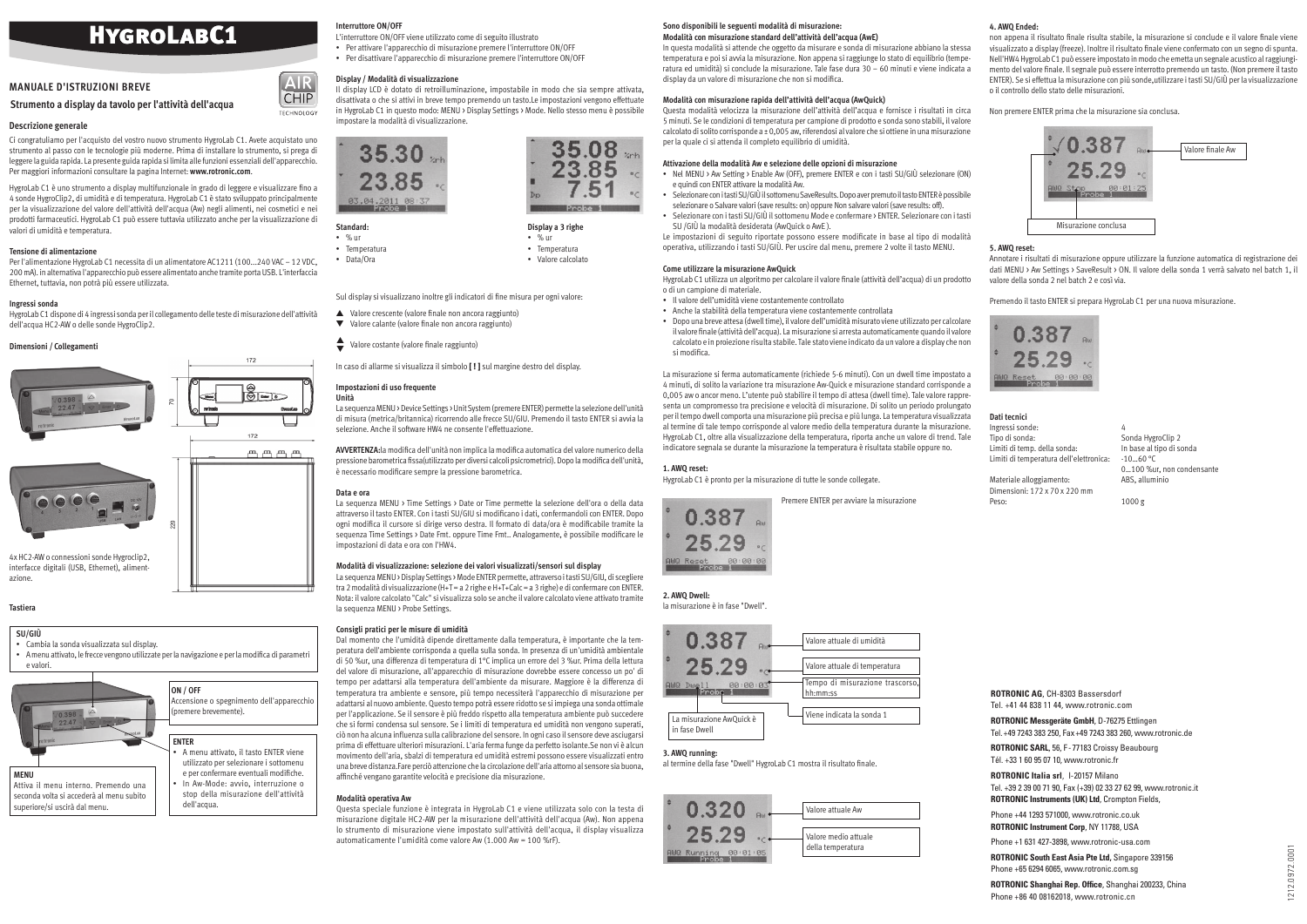# HygroLabC1

## MANUALE D'ISTRUZIONI BREVE

### Strumento a display da tavolo per l'attività dell'acqua

AIR CHIP TECHNOLOGY

### Descrizione generale

Ci congratuliamo per l'acquisto del vostro nuovo strumento HygroLab C1. Avete acquistato uno strumento al passo con le tecnologie più moderne. Prima di installare lo strumento, si prega di leggere la guida rapida. La presente guida rapida si limita alle funzioni essenziali dell'apparecchio. Per maggiori informazioni consultare la pagina Internet: **www.rotronic.com**.

HygroLab C1 è uno strumento a display multifunzionale in grado di leggere e visualizzare fino a 4 sonde HygroClip2, di umidità e di temperatura. HygroLab C1 è stato sviluppato principalmente per la visualizzazione del valore dell'attività dell'acqua (Aw) negli alimenti, nei cosmetici e nei prodotti farmaceutici. HygroLab C1 può essere tuttavia utilizzato anche per la visualizzazione di valori di umidità e temperatura.

### Tensione di alimentazione

Per l'alimentazione HygroLab C1 necessita di un alimentatore AC1211 (100…240 VAC – 12 VDC, 200 mA). In alternativa l'apparecchio può essere alimentato anche tramite porta USB. L'interfaccia Ethernet, tuttavia, non potrà più essere utilizzata.

### Ingressi sonda

HygroLab C1 dispone di 4 ingressi sonda per il collegamento delle teste di misurazione dell'attività dell'acqua HC2-AW o delle sonde HygroClip2.

### Dimensioni / Collegamenti

172

70

172

220

4x HC2-AW o connessioni sonde Hygroclip2, interfacce digitali (USB, Ethernet), alimentazione.

### Tastiera

**SU/GIÙ**
- Cambia la sonda visualizzata sul display.
- A menu attivato, le frecce vengono utilizzate per la navigazione e per la modifica di parametri e valori.

**ON / OFF**
Accensione o spegnimento dell'apparecchio (premere brevemente).

**ENTER**
- A menu attivato, il tasto ENTER viene utilizzato per selezionare i sottomenu e per confermare eventuali modifiche.
- In Aw-Mode: avvio, interruzione o stop della misurazione dell'attività dell'acqua.

**MENU**
Attiva il menu interno. Premendo una seconda volta si accederà al menu subito superiore/si uscirà dal menu.

### Interruttore ON/OFF

L'interruttore ON/OFF viene utilizzato come di seguito illustrato
- Per attivare l'apparecchio di misurazione premere l'interruttore ON/OFF
- Per disattivare l'apparecchio di misurazione premere l'interruttore ON/OFF

### Display / Modalità di visualizzazione

Il display LCD è dotato di retroilluminazione, impostabile in modo che sia sempre attivata, disattivata o che si attivi in breve tempo premendo un tasto.Le impostazioni vengono effettuate in HygroLab C1 in questo modo: MENU › Display Settings › Mode. Nello stesso menu è possibile impostare la modalità di visualizzazione.

**Standard:**
- % ur
- Temperatura
- Data/Ora

**Display a 3 righe**
- % ur
- Temperatura
- Valore calcolato

Sul display si visualizzano inoltre gli indicatori di fine misura per ogni valore:

▲ Valore crescente (valore finale non ancora raggiunto)
▼ Valore calante (valore finale non ancora raggiunto)

▲▼ Valore costante (valore finale raggiunto)

In caso di allarme si visualizza il simbolo **[ ! ]** sul margine destro del display.

### Impostazioni di uso frequente

**Unità**

La sequenza MENU › Device Settings › Unit System (premere ENTER) permette la selezione dell'unità di misura (metrica/britannica) ricorrendo alle frecce SU/GIU. Premendo il tasto ENTER si avvia la selezione. Anche il software HW4 ne consente l'effettuazione.

**AVVERTENZA:**la modifica dell'unità non implica la modifica automatica del valore numerico della pressione barometrica fissa(utilizzato per diversi calcoli psicrometrici). Dopo la modifica dell'unità, è necessario modificare sempre la pressione barometrica.

**Data e ora**

La sequenza MENU › Time Settings › Date or Time permette la selezione dell'ora o della data attraverso il tasto ENTER. Con i tasti SU/GIU si modificano i dati, confermandoli con ENTER. Dopo ogni modifica il cursore si dirige verso destra. Il formato di data/ora è modificabile tramite la sequenza Time Settings › Date Fmt. oppure Time Fmt.. Analogamente, è possibile modificare le impostazioni di data e ora con l'HW4.

### Modalità di visualizzazione: selezione dei valori visualizzati/sensori sul display

La sequenza MENU › Display Settings › Mode ENTER permette, attraverso i tasti SU/GIU, di scegliere tra 2 modalità di visualizzazione (H+T = a 2 righe e H+T+Calc = a 3 righe) e di confermare con ENTER. Nota: il valore calcolato "Calc" si visualizza solo se anche il valore calcolato viene attivato tramite la sequenza MENU › Probe Settings.

### Consigli pratici per le misure di umidità

Dal momento che l'umidità dipende direttamente dalla temperatura, è importante che la temperatura dell'ambiente corrisponda a quella sulla sonda. In presenza di un'umidità ambientale di 50 %ur, una differenza di temperatura di 1°C implica un errore del 3 %ur. Prima della lettura del valore di misurazione, all'apparecchio di misurazione dovrebbe essere concesso un po' di tempo per adattarsi alla temperatura dell'ambiente da misurare. Maggiore è la differenza di temperatura tra ambiente e sensore, più tempo necessiterà l'apparecchio di misurazione per adattarsi al nuovo ambiente. Questo tempo potrà essere ridotto se si impiega una sonda ottimale per l'applicazione. Se il sensore è più freddo rispetto alla temperatura ambiente può succedere che si formi condensa sul sensore. Se i limiti di temperatura ed umidità non vengono superati, ciò non ha alcuna influenza sulla calibrazione del sensore. In ogni caso il sensore deve asciugarsi prima di effettuare ulteriori misurazioni. L'aria ferma funge da perfetto isolante.Se non vi è alcun movimento dell'aria, sbalzi di temperatura ed umidità estremi possono essere visualizzati entro una breve distanza.Fare perciò attenzione che la circolazione dell'aria attorno al sensore sia buona, affinché vengano garantite velocità e precisione dia misurazione.

### Modalità operativa Aw

Questa speciale funzione è integrata in HygroLab C1 e viene utilizzata solo con la testa di misurazione digitale HC2-AW per la misurazione dell'attività dell'acqua (Aw). Non appena lo strumento di misurazione viene impostato sull'attività dell'acqua, il display visualizza automaticamente l'umidità come valore Aw (1.000 Aw = 100 %rF).

### Sono disponibili le seguenti modalità di misurazione:

**Modalità con misurazione standard dell'attività dell'acqua (AwE)**

In questa modalità si attende che oggetto da misurare e sonda di misurazione abbiano la stessa temperatura e poi si avvia la misurazione. Non appena si raggiunge lo stato di equilibrio (temperatura ed umidità) si conclude la misurazione. Tale fase dura 30 – 60 minuti e viene indicata a display da un valore di misurazione che non si modifica.

**Modalità con misurazione rapida dell'attività dell'acqua (AwQuick)**

Questa modalità velocizza la misurazione dell'attività dell'acqua e fornisce i risultati in circa 5 minuti. Se le condizioni di temperatura per campione di prodotto e sonda sono stabili, il valore calcolato di solito corrisponde a ± 0,005 aw, riferendosi al valore che si ottiene in una misurazione per la quale ci si attenda il completo equilibrio di umidità.

**Attivazione della modalità Aw e selezione delle opzioni di misurazione**

- Nel MENU › Aw Setting › Enable Aw (OFF), premere ENTER e con i tasti SU/GIÙ selezionare (ON) e quindi con ENTER attivare la modalità Aw.
- Selezionare con i tasti SU/GIÙ il sottomenu SaveResults. Dopo aver premuto il tasto ENTER è possibile selezionare o Salvare valori (save results: on) oppure Non salvare valori (save results: off).
- Selezionare con i tasti SU/GIÙ il sottomenu Mode e confermare › ENTER. Selezionare con i tasti SU /GIÙ la modalità desiderata (AwQuick o AwE ).

Le impostazioni di seguito riportate possono essere modificate in base al tipo di modalità operativa, utilizzando i tasti SU/GIÙ. Per uscire dal menu, premere 2 volte il tasto MENU.

**Come utilizzare la misurazione AwQuick**

HygroLab C1 utilizza un algoritmo per calcolare il valore finale (attività dell'acqua) di un prodotto o di un campione di materiale.
- Il valore dell'umidità viene costantemente controllato
- Anche la stabilità della temperatura viene costantemente controllata
- Dopo una breve attesa (dwell time), il valore dell'umidità misurato viene utilizzato per calcolare il valore finale (attività dell'acqua). La misurazione si arresta automaticamente quando il valore calcolato e in proiezione risulta stabile. Tale stato viene indicato da un valore a display che non si modifica.

La misurazione si ferma automaticamente (richiede 5-6 minuti). Con un dwell time impostato a 4 minuti, di solito la variazione tra misurazione Aw-Quick e misurazione standard corrisponde a 0,005 aw o ancor meno. L'utente può stabilire il tempo di attesa (dwell time). Tale valore rappresenta un compromesso tra precisione e velocità di misurazione. Di solito un periodo prolungato per il tempo dwell comporta una misurazione più precisa e più lunga. La temperatura visualizzata al termine di tale tempo corrisponde al valore medio della temperatura durante la misurazione. HygroLab C1, oltre alla visualizzazione della temperatura, riporta anche un valore di trend. Tale indicatore segnala se durante la misurazione la temperatura è risultata stabile oppure no.

**1. AWQ reset:**

HygroLab C1 è pronto per la misurazione di tutte le sonde collegate.

Premere ENTER per avviare la misurazione

**2. AWQ Dwell:**

la misurazione è in fase "Dwell".

Valore attuale di umidità

Valore attuale di temperatura

Tempo di misurazione trascorso, hh:mm:ss

Viene indicata la sonda 1

La misurazione AwQuick è in fase Dwell

**3. AWQ running:**

al termine della fase "Dwell" HygroLab C1 mostra il risultato finale.

Valore attuale Aw

Valore medio attuale della temperatura

**4. AWQ Ended:**

non appena il risultato finale risulta stabile, la misurazione si conclude e il valore finale viene visualizzato a display (freeze). Inoltre il risultato finale viene confermato con un segno di spunta. Nell'HW4 HygroLab C1 può essere impostato in modo che emetta un segnale acustico al raggiungimento del valore finale. Il segnale può essere interrotto premendo un tasto. (Non premere il tasto ENTER). Se si effettua la misurazione con più sonde,utilizzare i tasti SU/GIÙ per la visualizzazione o il controllo dello stato delle misurazioni.

Non premere ENTER prima che la misurazione sia conclusa.

Valore finale Aw

Misurazione conclusa

**5. AWQ reset:**

Annotare i risultati di misurazione oppure utilizzare la funzione automatica di registrazione dei dati MENU › Aw Settings › SaveResult › ON. Il valore della sonda 1 verrà salvato nel batch 1, il valore della sonda 2 nel batch 2 e così via.

Premendo il tasto ENTER si prepara HygroLab C1 per una nuova misurazione.

### Dati tecnici

| | |
|---|---|
| Ingressi sonde: | 4 |
| Tipo di sonda: | Sonda HygroClip 2 |
| Limiti di temp. della sonda: | In base al tipo di sonda |
| Limiti di temperatura dell'elettronica: | -10…60 °C |
| | 0…100 %ur, non condensante |
| Materiale alloggiamento: | ABS, alluminio |
| Dimensioni: 172 x 70 x 220 mm | |
| Peso: | 1000 g |

**ROTRONIC AG**, CH-8303 Bassersdorf
Tel. +41 44 838 11 44, www.rotronic.com

**ROTRONIC Messgeräte GmbH**, D-76275 Ettlingen
Tel.+49 7243 383 250, Fax+49 7243 383 260, www.rotronic.de

**ROTRONIC SARL**, 56, F - 77183 Croissy Beaubourg
Tél. +33 1 60 95 07 10, www.rotronic.fr

**ROTRONIC Italia srl**, I-20157 Milano
Tel. +39 2 39 00 71 90, Fax (+39) 02 33 27 62 99, www.rotronic.it

**ROTRONIC Instruments (UK) Ltd**, Crompton Fields,
Phone +44 1293 571000, www.rotronic.co.uk

**ROTRONIC Instrument Corp**, NY 11788, USA
Phone +1 631 427-3898, www.rotronic-usa.com

**ROTRONIC South East Asia Pte Ltd**, Singapore 339156
Phone +65 6294 6065, www.rotronic.com.sg

**ROTRONIC Shanghai Rep. Office**, Shanghai 200233, China
Phone +86 40 08162018, www.rotronic.cn

12.12.0972.0001